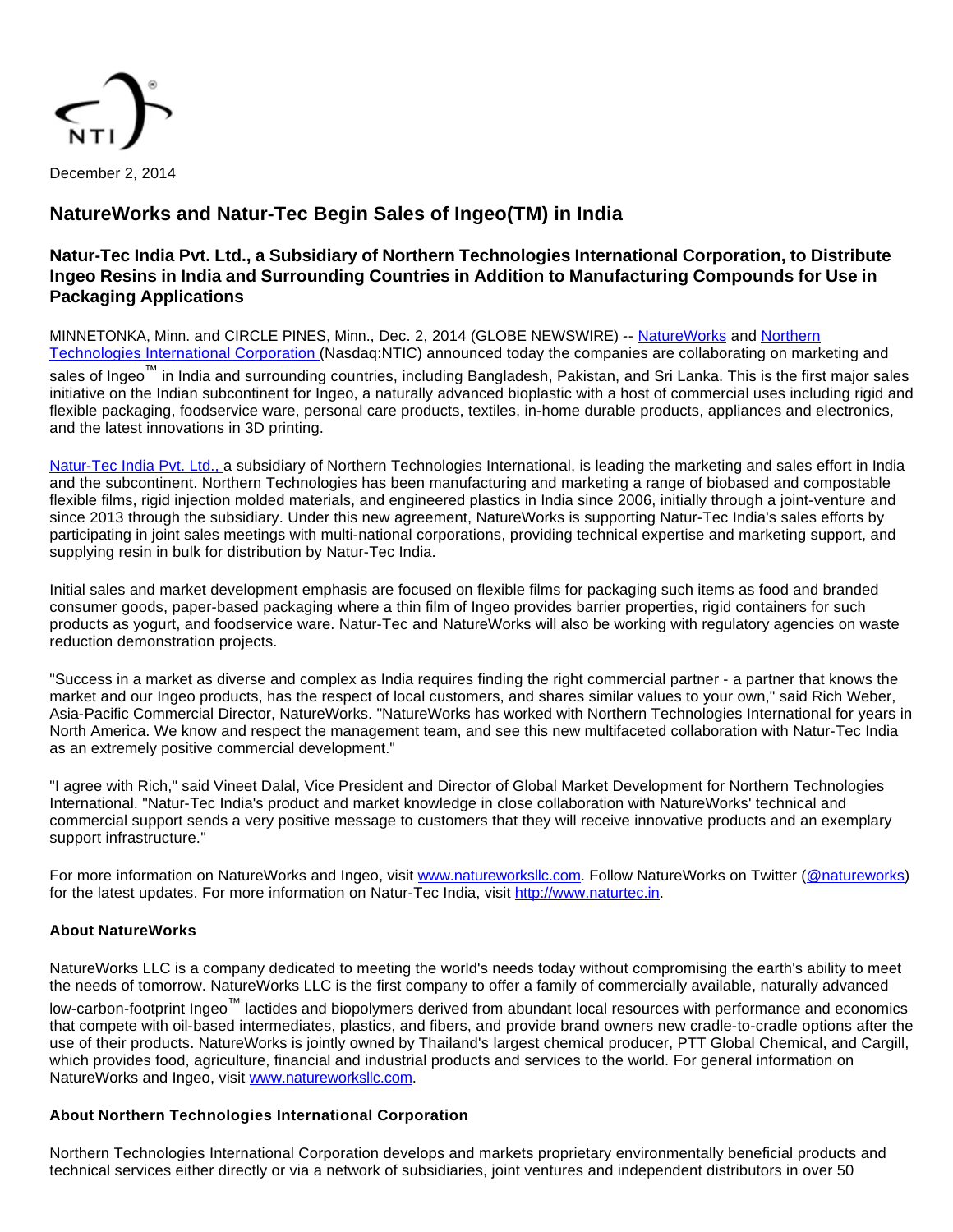December 2, 2014

# NatureWorks and Natur-Tec Begin Sales of Ingeo(TM) in India

## Natur-Tec India Pvt. Ltd., a Subsidiary of Northern Technologies International Corporation, to Distribute Ingeo Resins in India and Surrounding Countries in Addition to Manufacturing Compounds for Use in Packaging Applications

MINNETONKA, Minn. and CIRCLE PINES, Minn., Dec. 2, 2014 (GLOBE NEWSWIRE) -- NatureWorks and Northern Technologies International Corporation (Nasdaq:NTIC) announced today the companies are collaborating on marketing and sales of Ingeo™ in India and surrounding countries, including Bangladesh, Pakistan, and Sri Lanka. This is the first major sales initiative on the Indian subcontinent for Ingeo, a naturally advanced bioplastic with a host of commercial uses including rigid and flexible packaging, foodservice ware, personal care products, textiles, in-home durable products, appliances and electronics, and the latest innovations in 3D printing.

Natur-Tec India Pvt. Ltd., a subsidiary of Northern Technologies International, is leading the marketing and sales effort in India and the subcontinent. Northern Technologies has been manufacturing and marketing a range of biobased and compostable flexible films, rigid injection molded materials, and engineered plastics in India since 2006, initially through a joint-venture and since 2013 through the subsidiary. Under this new agreement, NatureWorks is supporting Natur-Tec India's sales efforts by participating in joint sales meetings with multi-national corporations, providing technical expertise and marketing support, and supplying resin in bulk for distribution by Natur-Tec India.

Initial sales and market development emphasis are focused on flexible films for packaging such items as food and branded consumer goods, paper-based packaging where a thin film of Ingeo provides barrier properties, rigid containers for such products as yogurt, and foodservice ware. Natur-Tec and NatureWorks will also be working with regulatory agencies on waste reduction demonstration projects.

"Success in a market as diverse and complex as India requires finding the right commercial partner - a partner that knows the market and our Ingeo products, has the respect of local customers, and shares similar values to your own," said Rich Weber, Asia-Pacific Commercial Director, NatureWorks. "NatureWorks has worked with Northern Technologies International for years in North America. We know and respect the management team, and see this new multifaceted collaboration with Natur-Tec India as an extremely positive commercial development."

"I agree with Rich," said Vineet Dalal, Vice President and Director of Global Market Development for Northern Technologies International. "Natur-Tec India's product and market knowledge in close collaboration with NatureWorks' technical and commercial support sends a very positive message to customers that they will receive innovative products and an exemplary support infrastructure."

For more information on NatureWorks and Ingeo, visit www.natureworksllc.com. Follow NatureWorks on Twitter (@natureworks) for the latest updates. For more information on Natur-Tec India, visit http://www.naturtec.in.

### About NatureWorks

NatureWorks LLC is a company dedicated to meeting the world's needs today without compromising the earth's ability to meet the needs of tomorrow. NatureWorks LLC is the first company to offer a family of commercially available, naturally advanced low-carbon-footprint Ingeo™ lactides and biopolymers derived from abundant local resources with performance and economics that compete with oil-based intermediates, plastics, and fibers, and provide brand owners new cradle-to-cradle options after the use of their products. NatureWorks is jointly owned by Thailand's largest chemical producer, PTT Global Chemical, and Cargill, which provides food, agriculture, financial and industrial products and services to the world. For general information on NatureWorks and Ingeo, visit www.natureworksllc.com.

### About Northern Technologies International Corporation

Northern Technologies International Corporation develops and markets proprietary environmentally beneficial products and technical services either directly or via a network of subsidiaries, joint ventures and independent distributors in over 50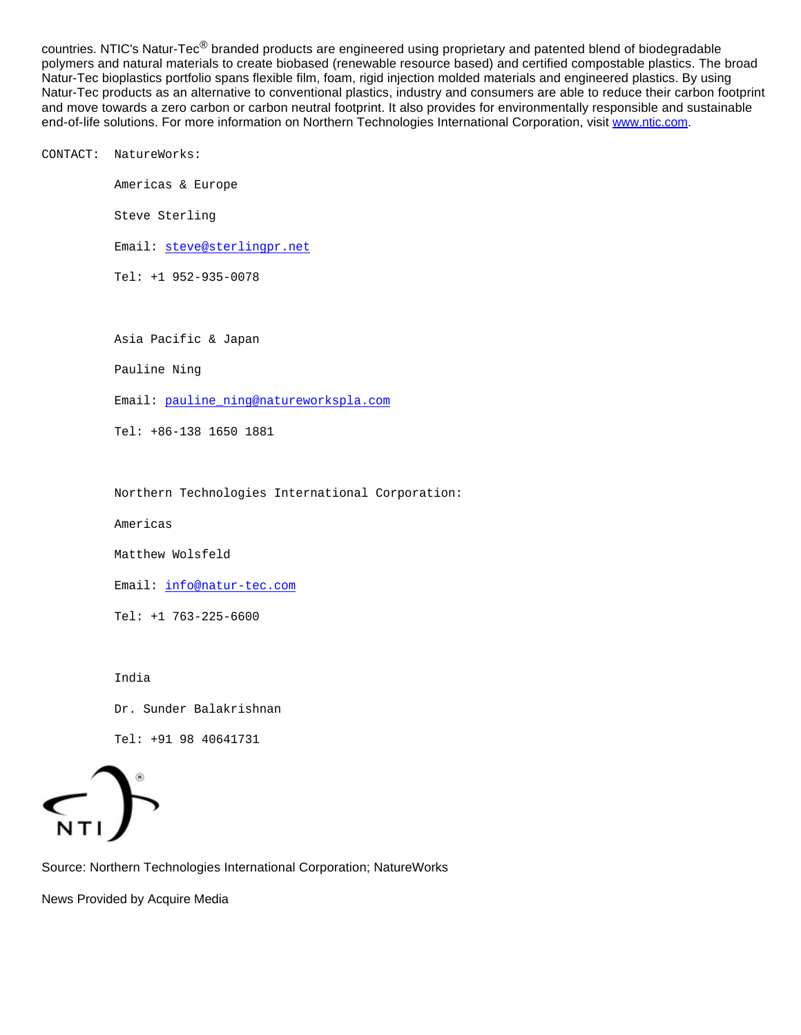countries. NTIC's Natur-Tec® branded products are engineered using proprietary and patented blend of biodegradable polymers and natural materials to create biobased (renewable resource based) and certified compostable plastics. The broad Natur-Tec bioplastics portfolio spans flexible film, foam, rigid injection molded materials and engineered plastics. By using Natur-Tec products as an alternative to conventional plastics, industry and consumers are able to reduce their carbon footprint and move towards a zero carbon or carbon neutral footprint. It also provides for environmentally responsible and sustainable end-of-life solutions. For more information on Northern Technologies International Corporation, visit www.ntic.com.

CONTACT: NatureWorks:

Americas & Europe

Steve Sterling

Email: steve@sterlingpr.net

Tel: +1 952-935-0078

Asia Pacific & Japan

Pauline Ning

Email: pauline_ning@natureworkspla.com

Tel: +86-138 1650 1881

Northern Technologies International Corporation:

Americas

Matthew Wolsfeld

Email: info@natur-tec.com

Tel: +1 763-225-6600

India

Dr. Sunder Balakrishnan

Tel: +91 98 40641731

Source: Northern Technologies International Corporation; NatureWorks

News Provided by Acquire Media